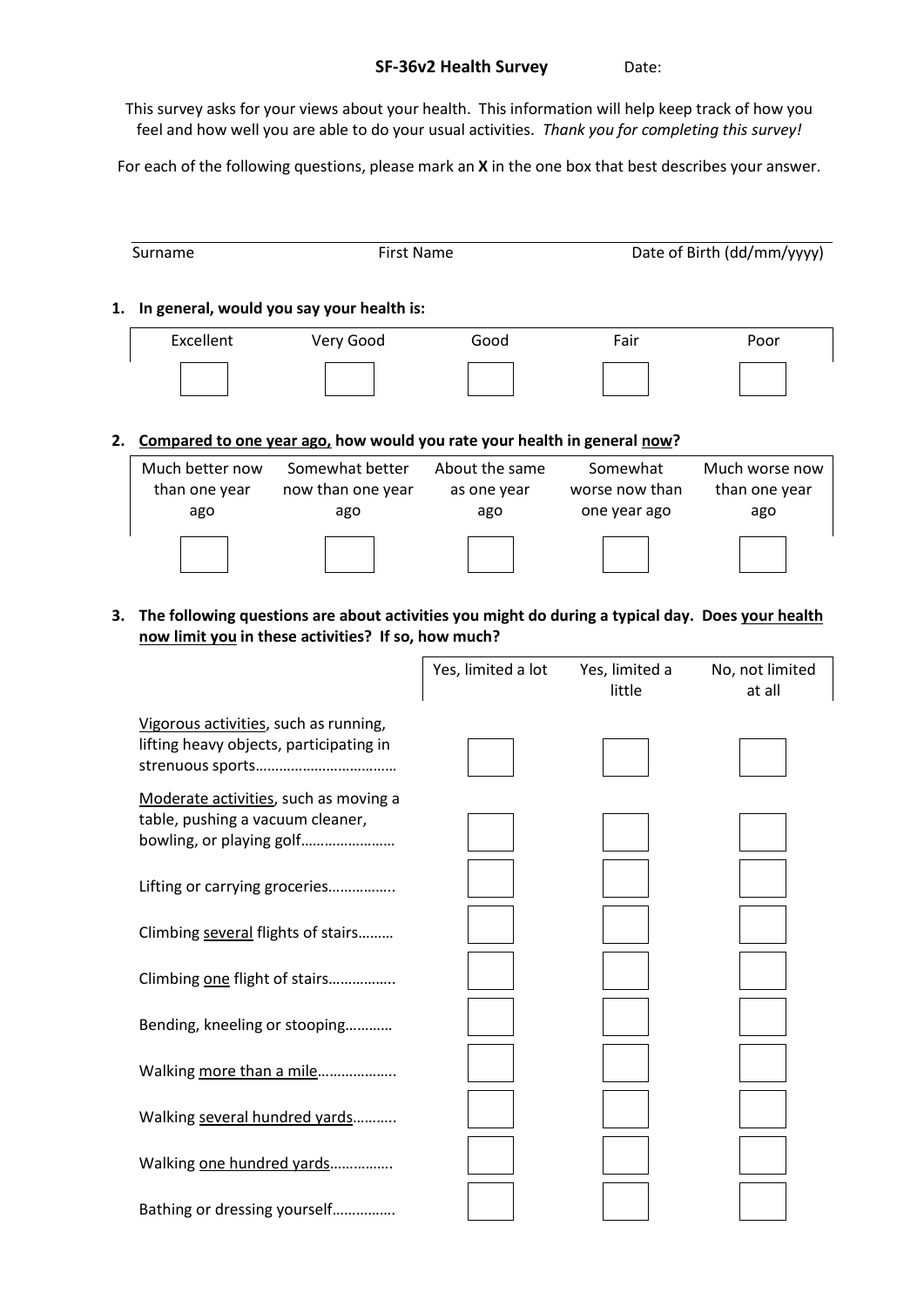**SF-36v2 Health Survey** Date:

This survey asks for your views about your health. This information will help keep track of how you feel and how well you are able to do your usual activities. *Thank you for completing this survey!*

For each of the following questions, please mark an **X** in the one box that best describes your answer.

| Surname | First Name | Date of Birth (dd/mm/yyyy) |
|---|---|---|

**1. In general, would you say your health is:**

| Excellent | Very Good | Good | Fair | Poor |
|---|---|---|---|---|
| ☐ | ☐ | ☐ | ☐ | ☐ |

**2. Compared to one year ago, how would you rate your health in general now?**

| Much better now than one year ago | Somewhat better now than one year ago | About the same as one year ago | Somewhat worse now than one year ago | Much worse now than one year ago |
|---|---|---|---|---|
| ☐ | ☐ | ☐ | ☐ | ☐ |

**3. The following questions are about activities you might do during a typical day. Does your health now limit you in these activities? If so, how much?**

| | Yes, limited a lot | Yes, limited a little | No, not limited at all |
|---|---|---|---|
| Vigorous activities, such as running, lifting heavy objects, participating in strenuous sports……………………………… | ☐ | ☐ | ☐ |
| Moderate activities, such as moving a table, pushing a vacuum cleaner, bowling, or playing golf…………………… | ☐ | ☐ | ☐ |
| Lifting or carrying groceries…………….. | ☐ | ☐ | ☐ |
| Climbing several flights of stairs……… | ☐ | ☐ | ☐ |
| Climbing one flight of stairs…………….. | ☐ | ☐ | ☐ |
| Bending, kneeling or stooping………… | ☐ | ☐ | ☐ |
| Walking more than a mile……………….. | ☐ | ☐ | ☐ |
| Walking several hundred yards……….. | ☐ | ☐ | ☐ |
| Walking one hundred yards……………. | ☐ | ☐ | ☐ |
| Bathing or dressing yourself……………. | ☐ | ☐ | ☐ |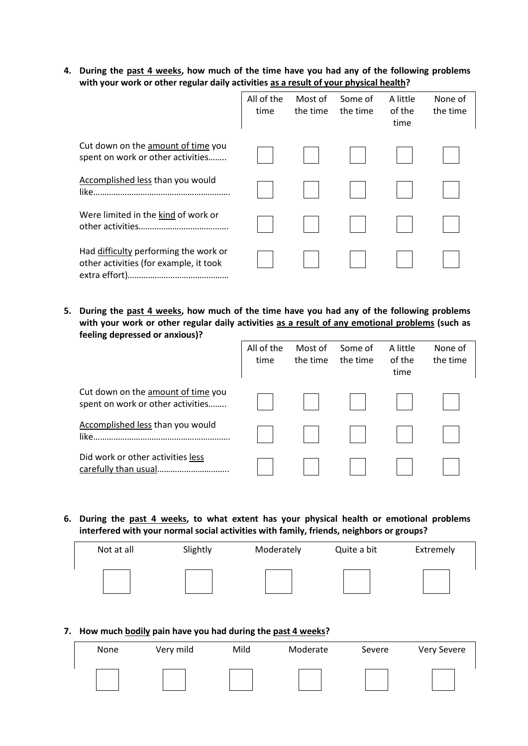4. **During the past 4 weeks, how much of the time have you had any of the following problems with your work or other regular daily activities as a result of your physical health?**

| | All of the time | Most of the time | Some of the time | A little of the time | None of the time |
|---|---|---|---|---|---|
| Cut down on the amount of time you spent on work or other activities…….. | ☐ | ☐ | ☐ | ☐ | ☐ |
| Accomplished less than you would like……………………………………………………. | ☐ | ☐ | ☐ | ☐ | ☐ |
| Were limited in the kind of work or other activities…………………………………. | ☐ | ☐ | ☐ | ☐ | ☐ |
| Had difficulty performing the work or other activities (for example, it took extra effort)……………………………………… | ☐ | ☐ | ☐ | ☐ | ☐ |

5. **During the past 4 weeks, how much of the time have you had any of the following problems with your work or other regular daily activities as a result of any emotional problems (such as feeling depressed or anxious)?**

| | All of the time | Most of the time | Some of the time | A little of the time | None of the time |
|---|---|---|---|---|---|
| Cut down on the amount of time you spent on work or other activities…….. | ☐ | ☐ | ☐ | ☐ | ☐ |
| Accomplished less than you would like……………………………………………………. | ☐ | ☐ | ☐ | ☐ | ☐ |
| Did work or other activities less carefully than usual………………………….. | ☐ | ☐ | ☐ | ☐ | ☐ |

6. **During the past 4 weeks, to what extent has your physical health or emotional problems interfered with your normal social activities with family, friends, neighbors or groups?**

| Not at all | Slightly | Moderately | Quite a bit | Extremely |
|---|---|---|---|---|
| ☐ | ☐ | ☐ | ☐ | ☐ |

7. **How much bodily pain have you had during the past 4 weeks?**

| None | Very mild | Mild | Moderate | Severe | Very Severe |
|---|---|---|---|---|---|
| ☐ | ☐ | ☐ | ☐ | ☐ | ☐ |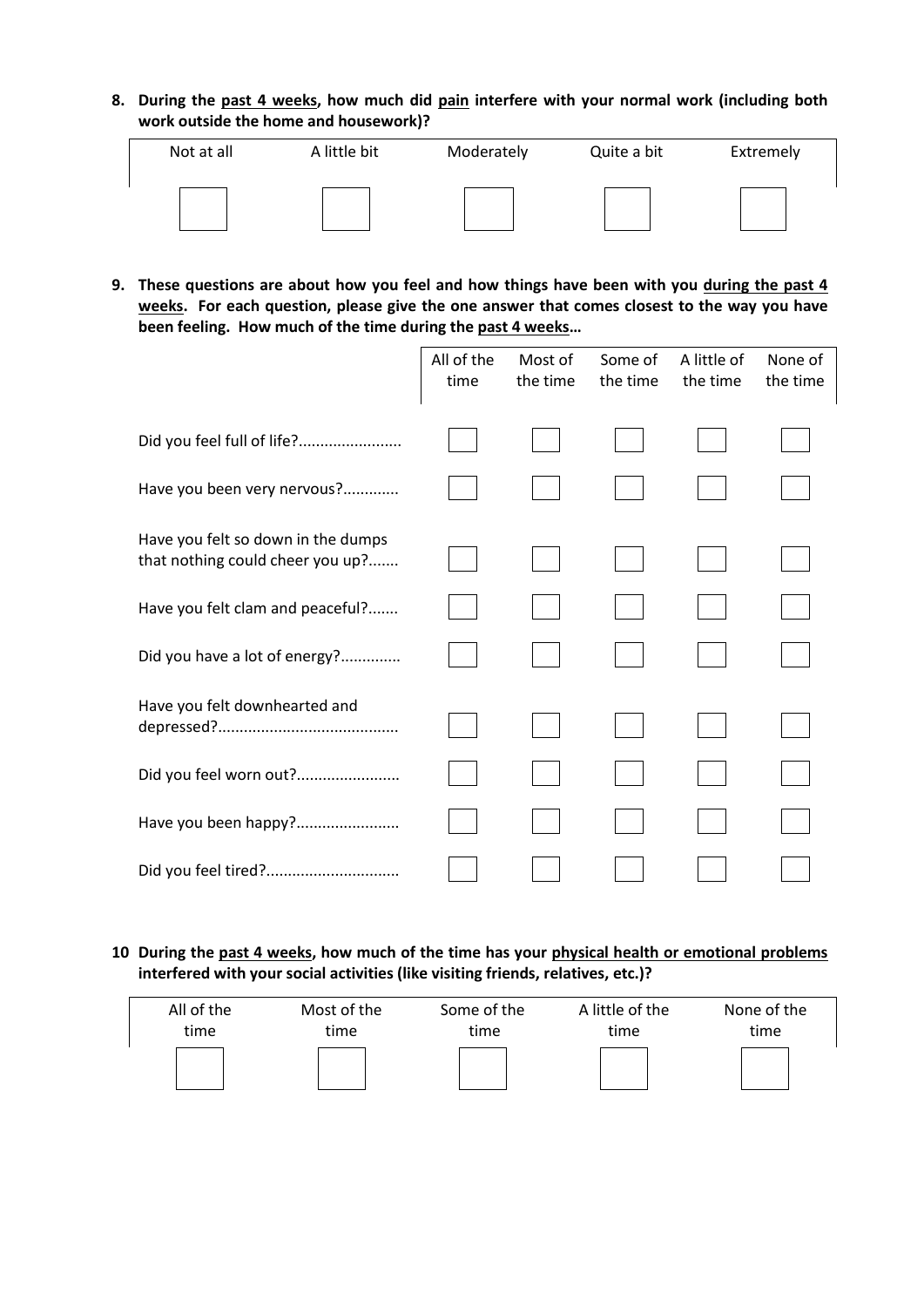**8. During the <u>past 4 weeks</u>, how much did <u>pain</u> interfere with your normal work (including both work outside the home and housework)?**

| Not at all | A little bit | Moderately | Quite a bit | Extremely |
|---|---|---|---|---|
| ☐ | ☐ | ☐ | ☐ | ☐ |

**9. These questions are about how you feel and how things have been with you <u>during the past 4 weeks</u>. For each question, please give the one answer that comes closest to the way you have been feeling. How much of the time during the <u>past 4 weeks</u>…**

| | All of the time | Most of the time | Some of the time | A little of the time | None of the time |
|---|---|---|---|---|---|
| Did you feel full of life?........................ | ☐ | ☐ | ☐ | ☐ | ☐ |
| Have you been very nervous?............. | ☐ | ☐ | ☐ | ☐ | ☐ |
| Have you felt so down in the dumps that nothing could cheer you up?....... | ☐ | ☐ | ☐ | ☐ | ☐ |
| Have you felt clam and peaceful?....... | ☐ | ☐ | ☐ | ☐ | ☐ |
| Did you have a lot of energy?............. | ☐ | ☐ | ☐ | ☐ | ☐ |
| Have you felt downhearted and depressed?.......................................... | ☐ | ☐ | ☐ | ☐ | ☐ |
| Did you feel worn out?........................ | ☐ | ☐ | ☐ | ☐ | ☐ |
| Have you been happy?........................ | ☐ | ☐ | ☐ | ☐ | ☐ |
| Did you feel tired?.............................. | ☐ | ☐ | ☐ | ☐ | ☐ |

**10 During the <u>past 4 weeks</u>, how much of the time has your <u>physical health or emotional problems</u> interfered with your social activities (like visiting friends, relatives, etc.)?**

| All of the time | Most of the time | Some of the time | A little of the time | None of the time |
|---|---|---|---|---|
| ☐ | ☐ | ☐ | ☐ | ☐ |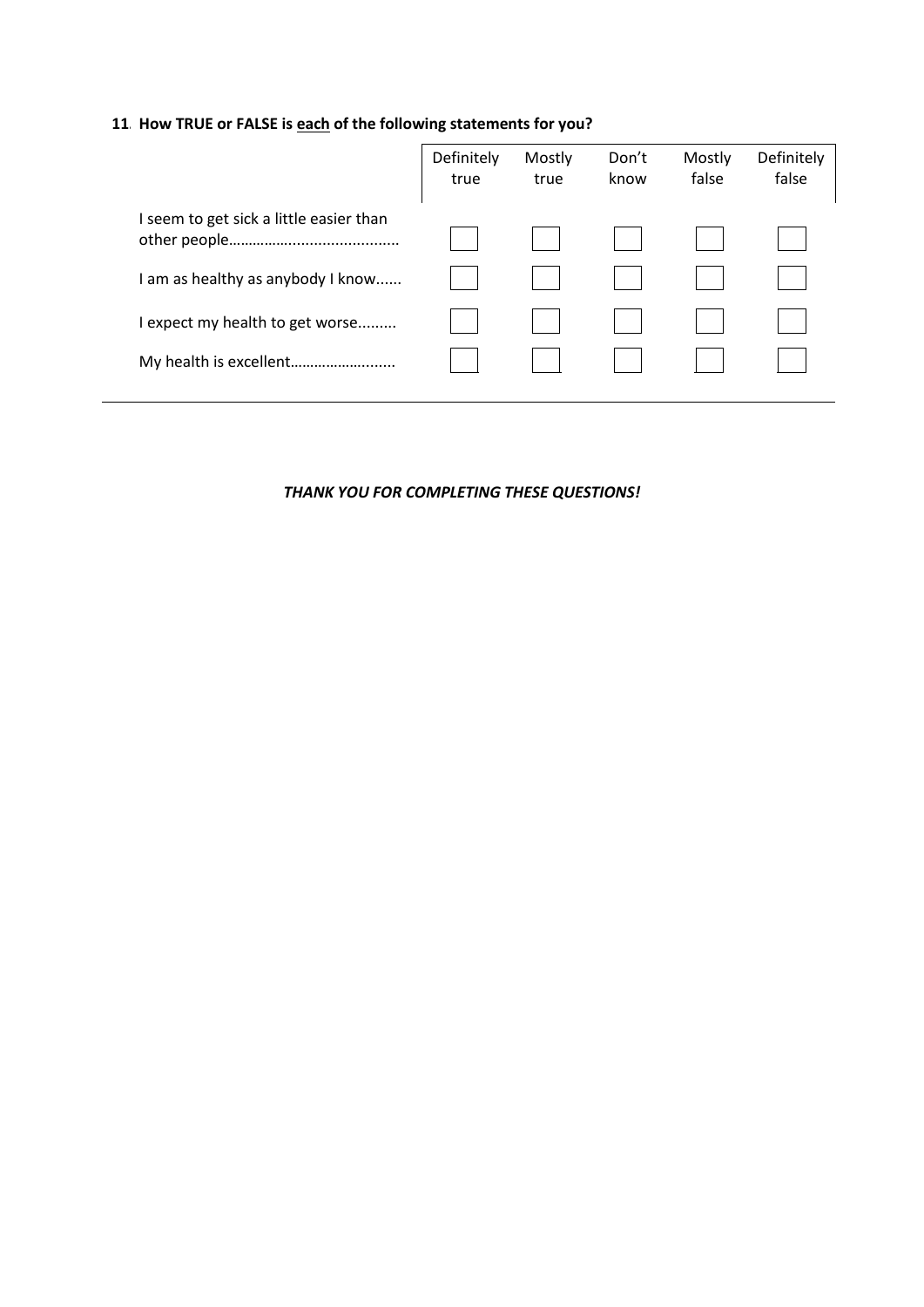**11. How TRUE or FALSE is each of the following statements for you?**

| | Definitely true | Mostly true | Don't know | Mostly false | Definitely false |
|---|---|---|---|---|---|
| I seem to get sick a little easier than other people…………………………………. | ☐ | ☐ | ☐ | ☐ | ☐ |
| I am as healthy as anybody I know...... | ☐ | ☐ | ☐ | ☐ | ☐ |
| I expect my health to get worse......... | ☐ | ☐ | ☐ | ☐ | ☐ |
| My health is excellent……………………....... | ☐ | ☐ | ☐ | ☐ | ☐ |

***THANK YOU FOR COMPLETING THESE QUESTIONS!***